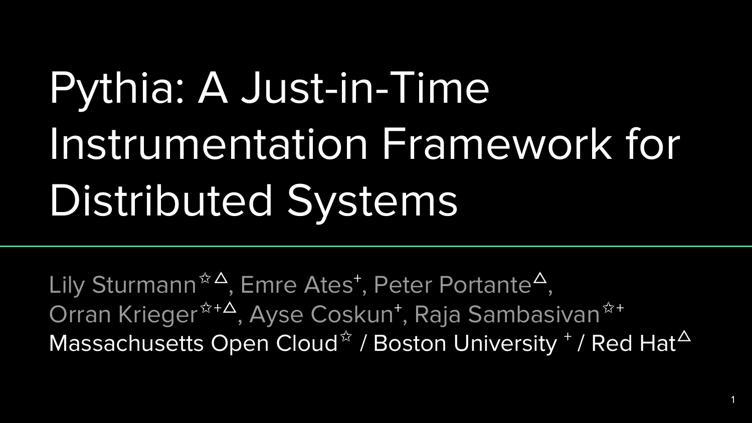# Pythia: A Just-in-Time Instrumentation Framework for Distributed Systems

Lily Sturmann[☆△], Emre Ates[+], Peter Portante[△], Orran Krieger[☆+△], Ayse Coskun[+], Raja Sambasivan[☆+]

Massachusetts Open Cloud[☆] / Boston University[+] / Red Hat[△]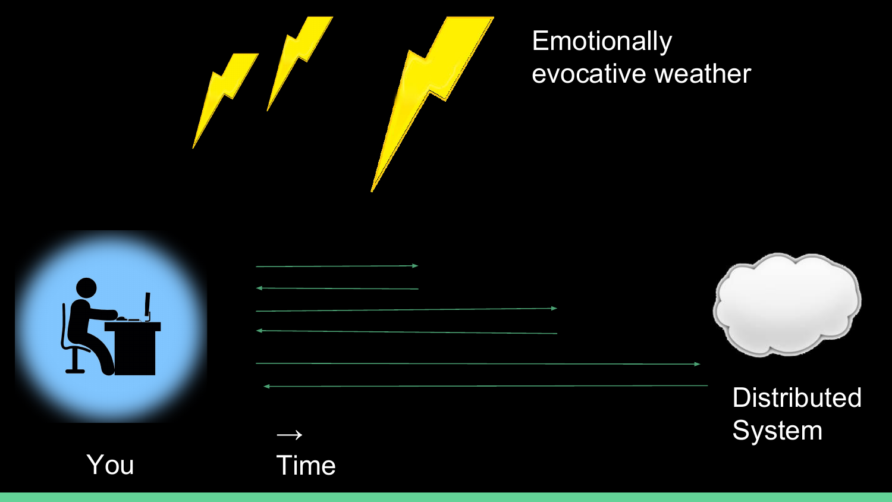Emotionally evocative weather

You

→ Time

Distributed System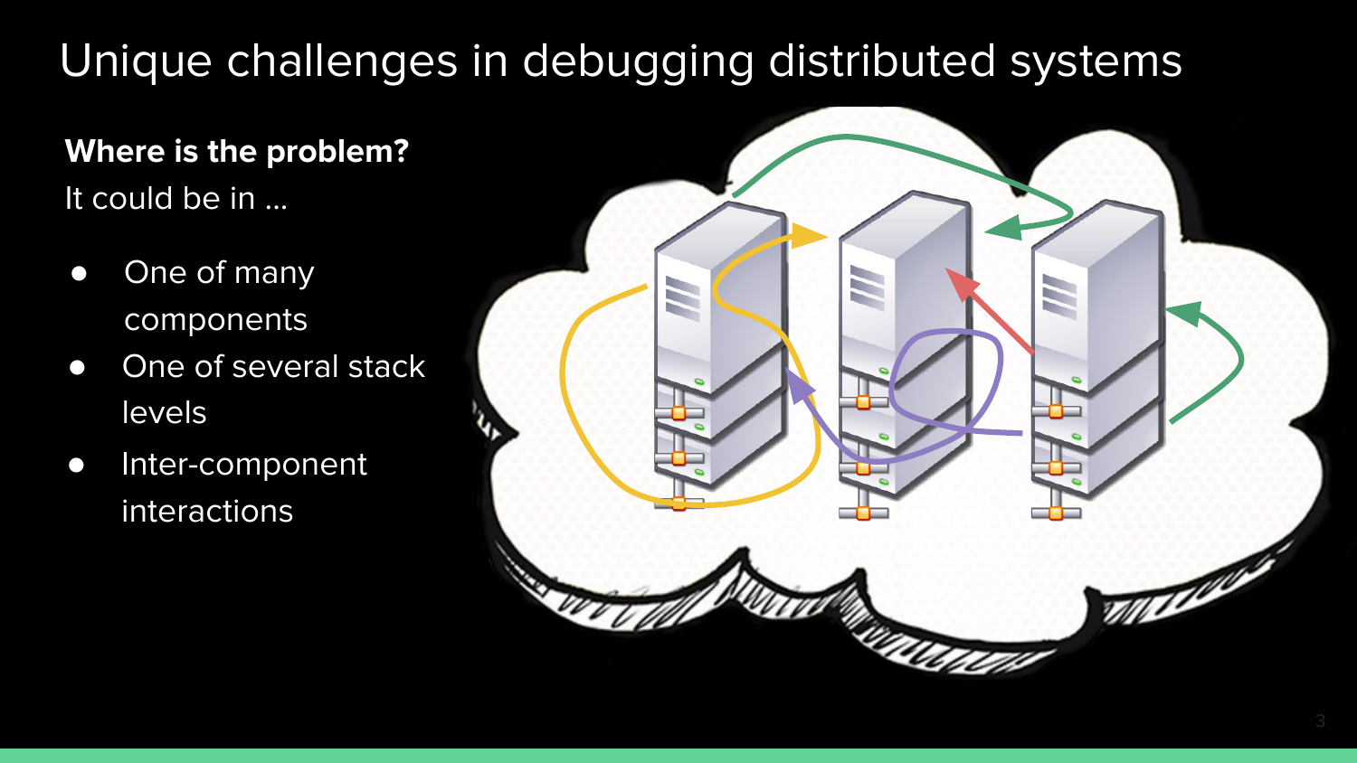# Unique challenges in debugging distributed systems

**Where is the problem?**

It could be in ...

- One of many components
- One of several stack levels
- Inter-component interactions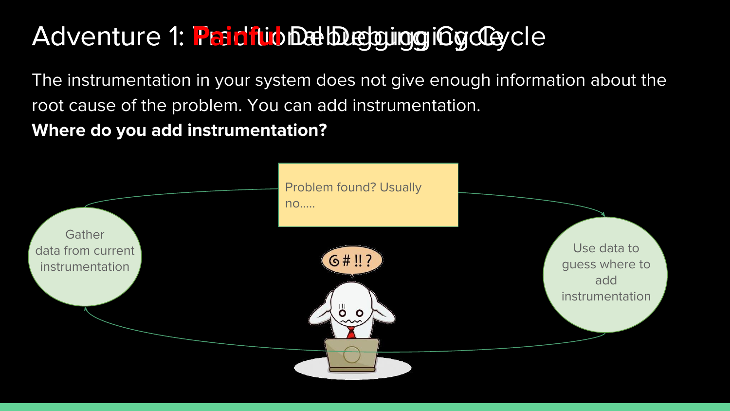# Adventure 1: Painful Debugging Cycle

The instrumentation in your system does not give enough information about the root cause of the problem. You can add instrumentation.

**Where do you add instrumentation?**

Problem found? Usually no.....

Gather data from current instrumentation

Use data to guess where to add instrumentation

@#!!?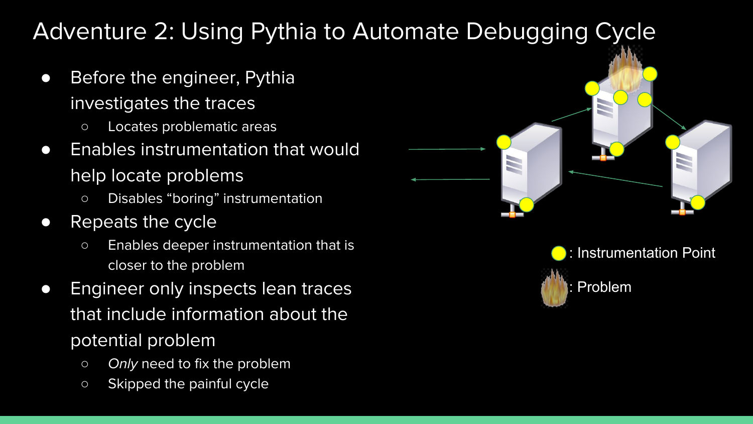# Adventure 2: Using Pythia to Automate Debugging Cycle

- Before the engineer, Pythia investigates the traces
  - Locates problematic areas
- Enables instrumentation that would help locate problems
  - Disables "boring" instrumentation
- Repeats the cycle
  - Enables deeper instrumentation that is closer to the problem
- Engineer only inspects lean traces that include information about the potential problem
  - *Only* need to fix the problem
  - Skipped the painful cycle

: Instrumentation Point

: Problem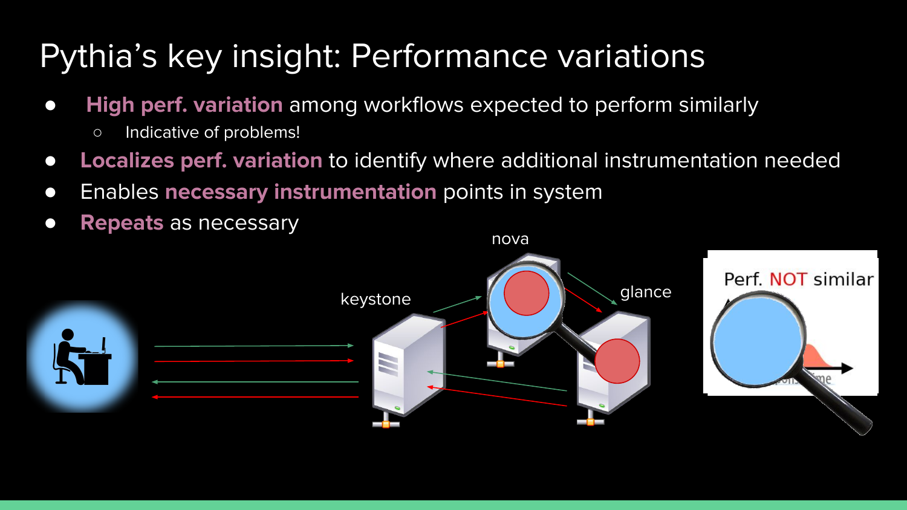# Pythia's key insight: Performance variations

- **High perf. variation** among workflows expected to perform similarly
  - Indicative of problems!
- **Localizes perf. variation** to identify where additional instrumentation needed
- Enables **necessary instrumentation** points in system
- **Repeats** as necessary

nova

keystone

glance

Perf. NOT similar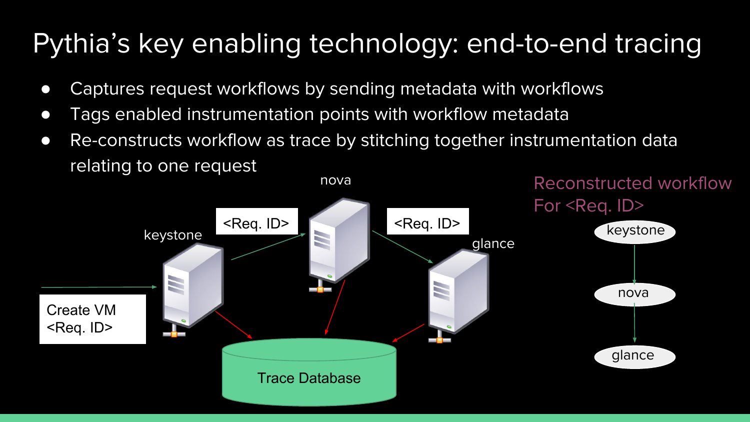# Pythia's key enabling technology: end-to-end tracing

- Captures request workflows by sending metadata with workflows
- Tags enabled instrumentation points with workflow metadata
- Re-constructs workflow as trace by stitching together instrumentation data relating to one request

Create VM <Req. ID>

keystone

<Req. ID>

nova

<Req. ID>

glance

Trace Database

Reconstructed workflow For <Req. ID>

keystone → nova → glance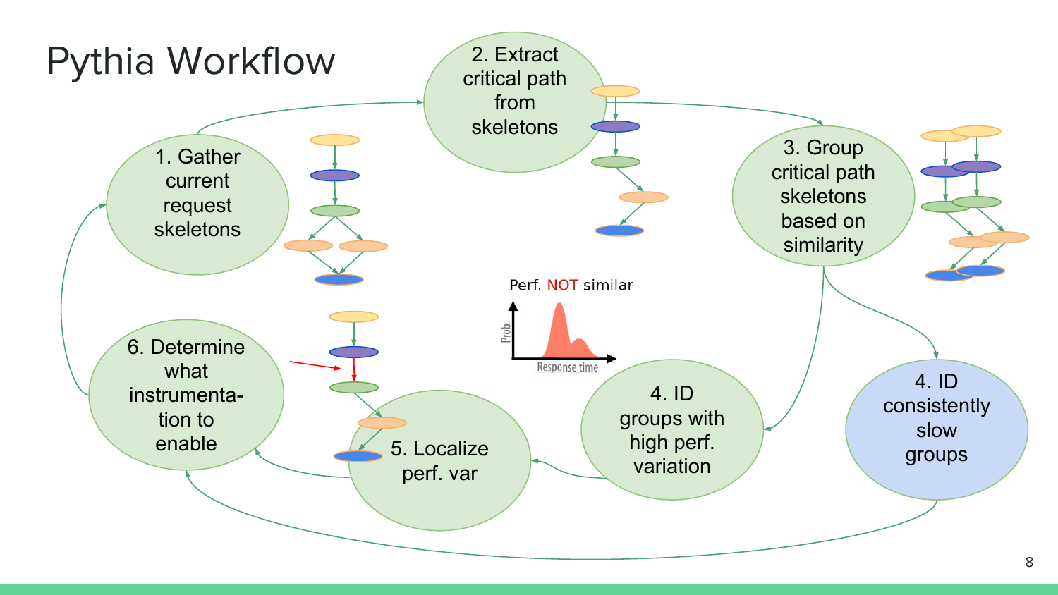# Pythia Workflow

1. Gather current request skeletons
2. Extract critical path from skeletons
3. Group critical path skeletons based on similarity
4. ID groups with high perf. variation
4. ID consistently slow groups
5. Localize perf. var
6. Determine what instrumenta-tion to enable

Perf. NOT similar

Prob

Response time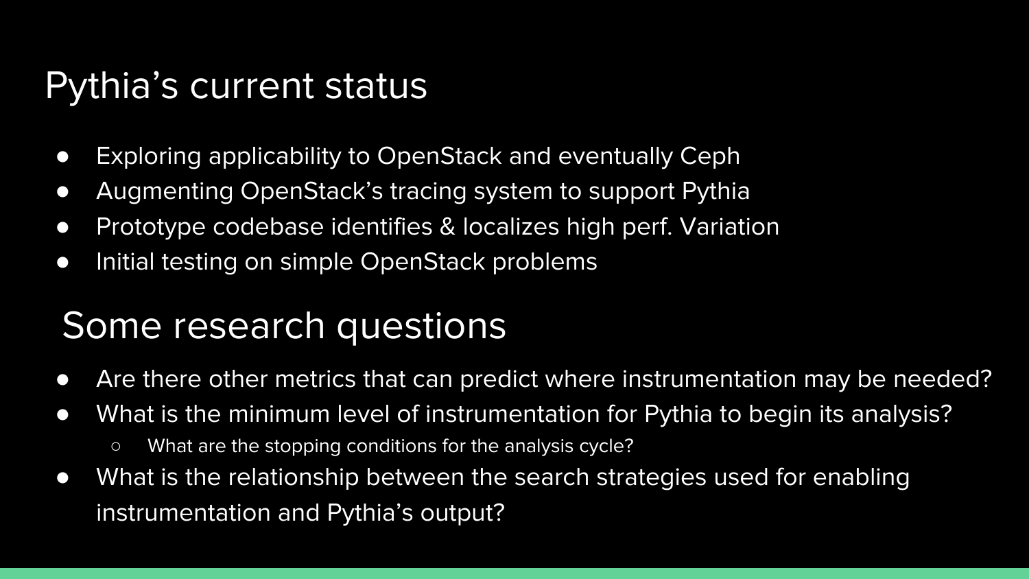# Pythia's current status

- Exploring applicability to OpenStack and eventually Ceph
- Augmenting OpenStack's tracing system to support Pythia
- Prototype codebase identifies & localizes high perf. Variation
- Initial testing on simple OpenStack problems

# Some research questions

- Are there other metrics that can predict where instrumentation may be needed?
- What is the minimum level of instrumentation for Pythia to begin its analysis?
  - What are the stopping conditions for the analysis cycle?
- What is the relationship between the search strategies used for enabling instrumentation and Pythia's output?